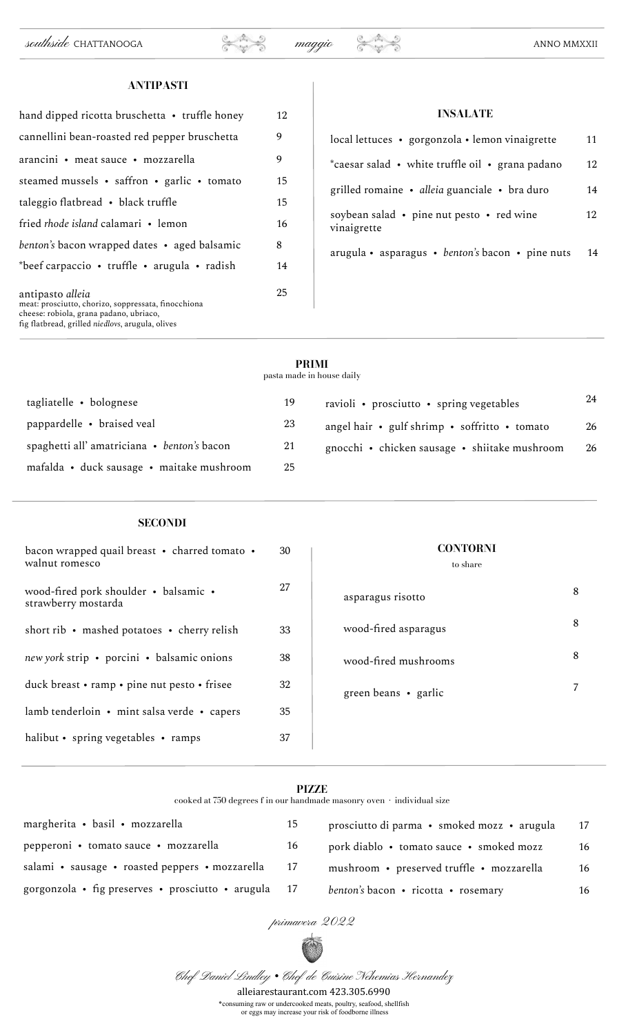*southside* CHATTANOOGA *maggio* ANNO MMXXII

## ANTIPASTI

| Item | Price |
|---|---|
| hand dipped ricotta bruschetta • truffle honey | 12 |
| cannellini bean-roasted red pepper bruschetta | 9 |
| arancini • meat sauce • mozzarella | 9 |
| steamed mussels • saffron • garlic • tomato | 15 |
| taleggio flatbread • black truffle | 15 |
| fried *rhode island* calamari • lemon | 16 |
| *benton's* bacon wrapped dates • aged balsamic | 8 |
| *beef carpaccio • truffle • arugula • radish | 14 |
| antipasto *alleia*<br>meat: prosciutto, chorizo, soppressata, finocchiona<br>cheese: robiola, grana padano, ubriaco,<br>fig flatbread, grilled *niedlovs*, arugula, olives | 25 |

## INSALATE

| Item | Price |
|---|---|
| local lettuces • gorgonzola • lemon vinaigrette | 11 |
| *caesar salad • white truffle oil • grana padano | 12 |
| grilled romaine • *alleia* guanciale • bra duro | 14 |
| soybean salad • pine nut pesto • red wine vinaigrette | 12 |
| arugula • asparagus • *benton's* bacon • pine nuts | 14 |

## PRIMI

pasta made in house daily

| Item | Price |
|---|---|
| tagliatelle • bolognese | 19 |
| pappardelle • braised veal | 23 |
| spaghetti all' amatriciana • *benton's* bacon | 21 |
| mafalda • duck sausage • maitake mushroom | 25 |
| ravioli • prosciutto • spring vegetables | 24 |
| angel hair • gulf shrimp • soffritto • tomato | 26 |
| gnocchi • chicken sausage • shiitake mushroom | 26 |

## SECONDI

| Item | Price |
|---|---|
| bacon wrapped quail breast • charred tomato • walnut romesco | 30 |
| wood-fired pork shoulder • balsamic • strawberry mostarda | 27 |
| short rib • mashed potatoes • cherry relish | 33 |
| *new york* strip • porcini • balsamic onions | 38 |
| duck breast • ramp • pine nut pesto • frisee | 32 |
| lamb tenderloin • mint salsa verde • capers | 35 |
| halibut • spring vegetables • ramps | 37 |

## CONTORNI

to share

| Item | Price |
|---|---|
| asparagus risotto | 8 |
| wood-fired asparagus | 8 |
| wood-fired mushrooms | 8 |
| green beans • garlic | 7 |

## PIZZE

cooked at 750 degrees f in our handmade masonry oven · individual size

| Item | Price |
|---|---|
| margherita • basil • mozzarella | 15 |
| pepperoni • tomato sauce • mozzarella | 16 |
| salami • sausage • roasted peppers • mozzarella | 17 |
| gorgonzola • fig preserves • prosciutto • arugula | 17 |
| prosciutto di parma • smoked mozz • arugula | 17 |
| pork diablo • tomato sauce • smoked mozz | 16 |
| mushroom • preserved truffle • mozzarella | 16 |
| *benton's* bacon • ricotta • rosemary | 16 |

*primavera 2022*

*Chef Daniel Lindley • Chef de Cuisine Nehemias Hernandez*

alleiarestaurant.com 423.305.6990

*consuming raw or undercooked meats, poultry, seafood, shellfish or eggs may increase your risk of foodborne illness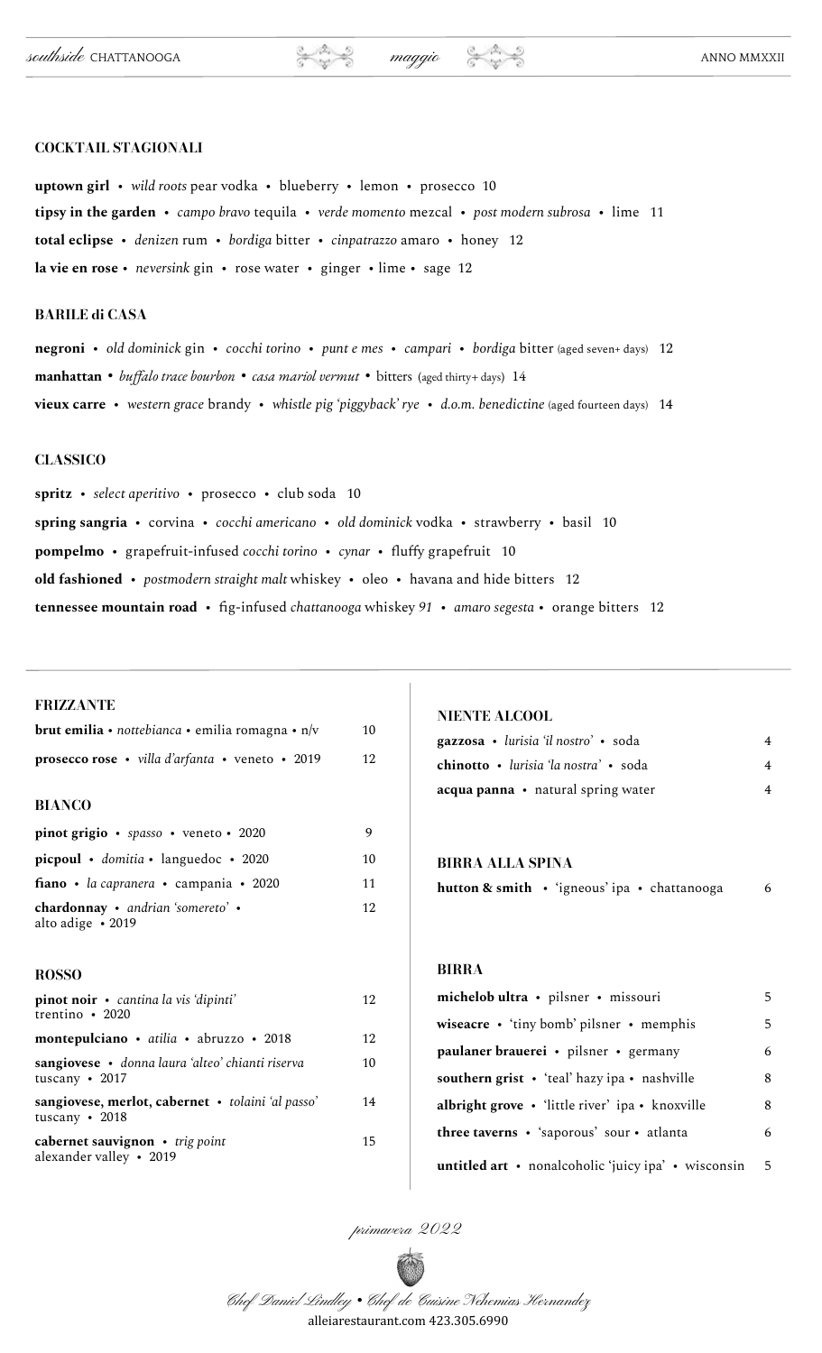*southside* CHATTANOOGA *maggio* ANNO MMXXII

## COCKTAIL STAGIONALI

**uptown girl** • *wild roots* pear vodka • blueberry • lemon • prosecco 10

**tipsy in the garden** • *campo bravo* tequila • *verde momento* mezcal • *post modern subrosa* • lime 11

**total eclipse** • *denizen* rum • *bordiga* bitter • *cinpatrazzo* amaro • honey 12

**la vie en rose** • *neversink* gin • rose water • ginger • lime • sage 12

## BARILE di CASA

**negroni** • *old dominick* gin • *cocchi torino* • *punt e mes* • *campari* • *bordiga* bitter (aged seven+ days) 12

**manhattan** • *buffalo trace bourbon* • *casa mariol vermut* • bitters (aged thirty+ days) 14

**vieux carre** • *western grace* brandy • *whistle pig 'piggyback' rye* • *d.o.m. benedictine* (aged fourteen days) 14

## CLASSICO

**spritz** • *select aperitivo* • prosecco • club soda 10

**spring sangria** • corvina • *cocchi americano* • *old dominick* vodka • strawberry • basil 10

**pompelmo** • grapefruit-infused *cocchi torino* • *cynar* • fluffy grapefruit 10

**old fashioned** • *postmodern straight malt* whiskey • oleo • havana and hide bitters 12

**tennessee mountain road** • fig-infused *chattanooga* whiskey *91* • *amaro segesta* • orange bitters 12

## FRIZZANTE

| | |
|---|---|
| **brut emilia** • *nottebianca* • emilia romagna • n/v | 10 |
| **prosecco rose** • *villa d'arfanta* • veneto • 2019 | 12 |

## BIANCO

| | |
|---|---|
| **pinot grigio** • *spasso* • veneto • 2020 | 9 |
| **picpoul** • *domitia* • languedoc • 2020 | 10 |
| **fiano** • *la capranera* • campania • 2020 | 11 |
| **chardonnay** • *andrian 'somereto'* • alto adige • 2019 | 12 |

## ROSSO

| | |
|---|---|
| **pinot noir** • *cantina la vis 'dipinti'* trentino • 2020 | 12 |
| **montepulciano** • *atilia* • abruzzo • 2018 | 12 |
| **sangiovese** • *donna laura 'alteo' chianti riserva* tuscany • 2017 | 10 |
| **sangiovese, merlot, cabernet** • *tolaini 'al passo'* tuscany • 2018 | 14 |
| **cabernet sauvignon** • *trig point* alexander valley • 2019 | 15 |

## NIENTE ALCOOL

| | |
|---|---|
| **gazzosa** • *lurisia 'il nostro'* • soda | 4 |
| **chinotto** • *lurisia 'la nostra'* • soda | 4 |
| **acqua panna** • natural spring water | 4 |

## BIRRA ALLA SPINA

| | |
|---|---|
| **hutton & smith** • 'igneous' ipa • chattanooga | 6 |

## BIRRA

| | |
|---|---|
| **michelob ultra** • pilsner • missouri | 5 |
| **wiseacre** • 'tiny bomb' pilsner • memphis | 5 |
| **paulaner brauerei** • pilsner • germany | 6 |
| **southern grist** • 'teal' hazy ipa • nashville | 8 |
| **albright grove** • 'little river' ipa • knoxville | 8 |
| **three taverns** • 'saporous' sour • atlanta | 6 |
| **untitled art** • nonalcoholic 'juicy ipa' • wisconsin | 5 |

*primavera 2022*

*Chef Daniel Lindley • Chef de Cuisine Nehemias Hernandez*

alleiarestaurant.com 423.305.6990